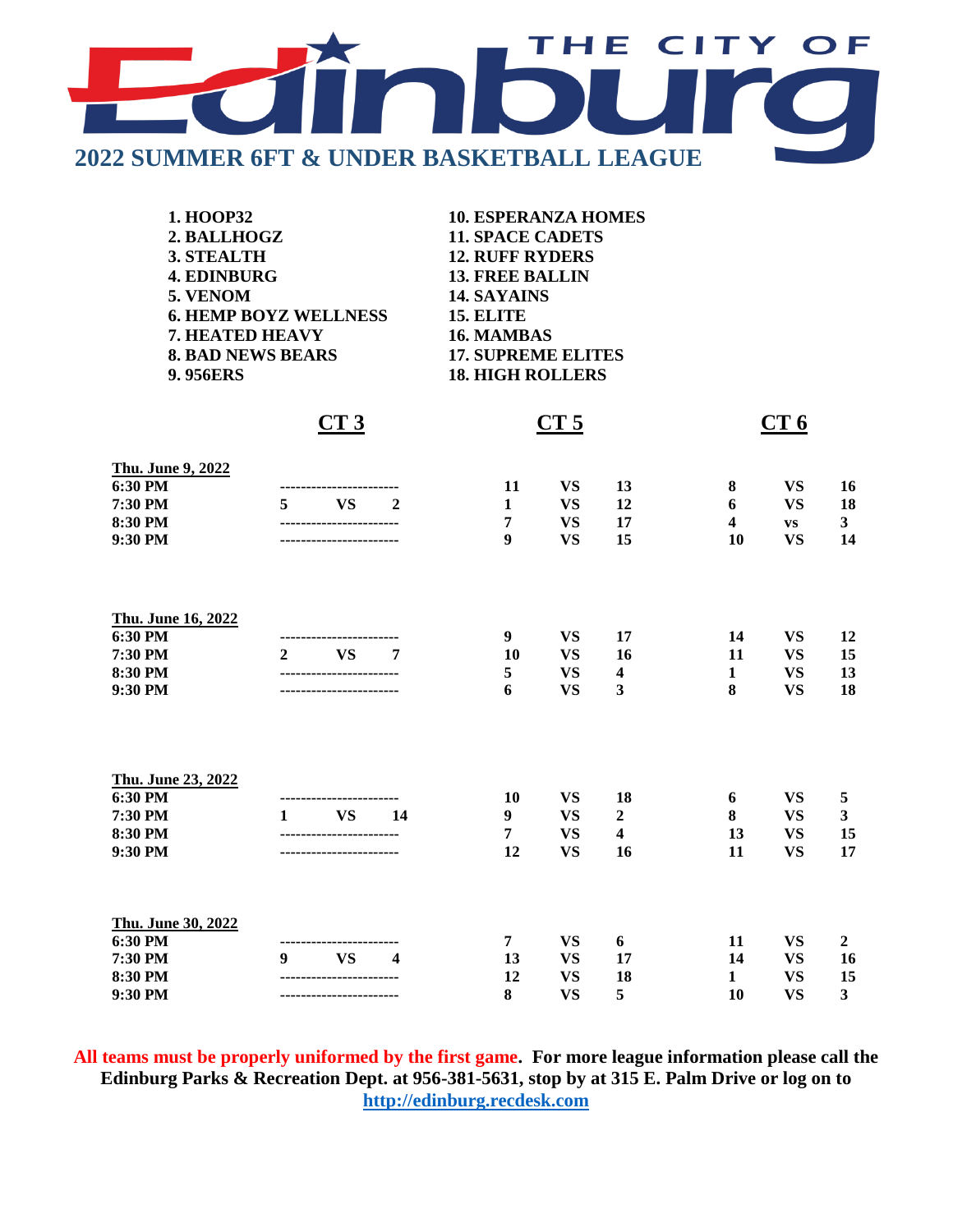# THE CITY OF Edinburg

## 2022 SUMMER 6FT & UNDER BASKETBALL LEAGUE

1. HOOP32
2. BALLHOGZ
3. STEALTH
4. EDINBURG
5. VENOM
6. HEMP BOYZ WELLNESS
7. HEATED HEAVY
8. BAD NEWS BEARS
9. 956ERS
10. ESPERANZA HOMES
11. SPACE CADETS
12. RUFF RYDERS
13. FREE BALLIN
14. SAYAINS
15. ELITE
16. MAMBAS
17. SUPREME ELITES
18. HIGH ROLLERS

| | CT 3 | | | CT 5 | | | CT 6 | | |
|---|---|---|---|---|---|---|---|---|---|
| **Thu. June 9, 2022** | | | | | | | | | |
| 6:30 PM | ----------------------- | | | 11 | VS | 13 | 8 | VS | 16 |
| 7:30 PM | 5 | VS | 2 | 1 | VS | 12 | 6 | VS | 18 |
| 8:30 PM | ----------------------- | | | 7 | VS | 17 | 4 | vs | 3 |
| 9:30 PM | ----------------------- | | | 9 | VS | 15 | 10 | VS | 14 |
| **Thu. June 16, 2022** | | | | | | | | | |
| 6:30 PM | ----------------------- | | | 9 | VS | 17 | 14 | VS | 12 |
| 7:30 PM | 2 | VS | 7 | 10 | VS | 16 | 11 | VS | 15 |
| 8:30 PM | ----------------------- | | | 5 | VS | 4 | 1 | VS | 13 |
| 9:30 PM | ----------------------- | | | 6 | VS | 3 | 8 | VS | 18 |
| **Thu. June 23, 2022** | | | | | | | | | |
| 6:30 PM | ----------------------- | | | 10 | VS | 18 | 6 | VS | 5 |
| 7:30 PM | 1 | VS | 14 | 9 | VS | 2 | 8 | VS | 3 |
| 8:30 PM | ----------------------- | | | 7 | VS | 4 | 13 | VS | 15 |
| 9:30 PM | ----------------------- | | | 12 | VS | 16 | 11 | VS | 17 |
| **Thu. June 30, 2022** | | | | | | | | | |
| 6:30 PM | ----------------------- | | | 7 | VS | 6 | 11 | VS | 2 |
| 7:30 PM | 9 | VS | 4 | 13 | VS | 17 | 14 | VS | 16 |
| 8:30 PM | ----------------------- | | | 12 | VS | 18 | 1 | VS | 15 |
| 9:30 PM | ----------------------- | | | 8 | VS | 5 | 10 | VS | 3 |

**All teams must be properly uniformed by the first game. For more league information please call the Edinburg Parks & Recreation Dept. at 956-381-5631, stop by at 315 E. Palm Drive or log on to http://edinburg.recdesk.com**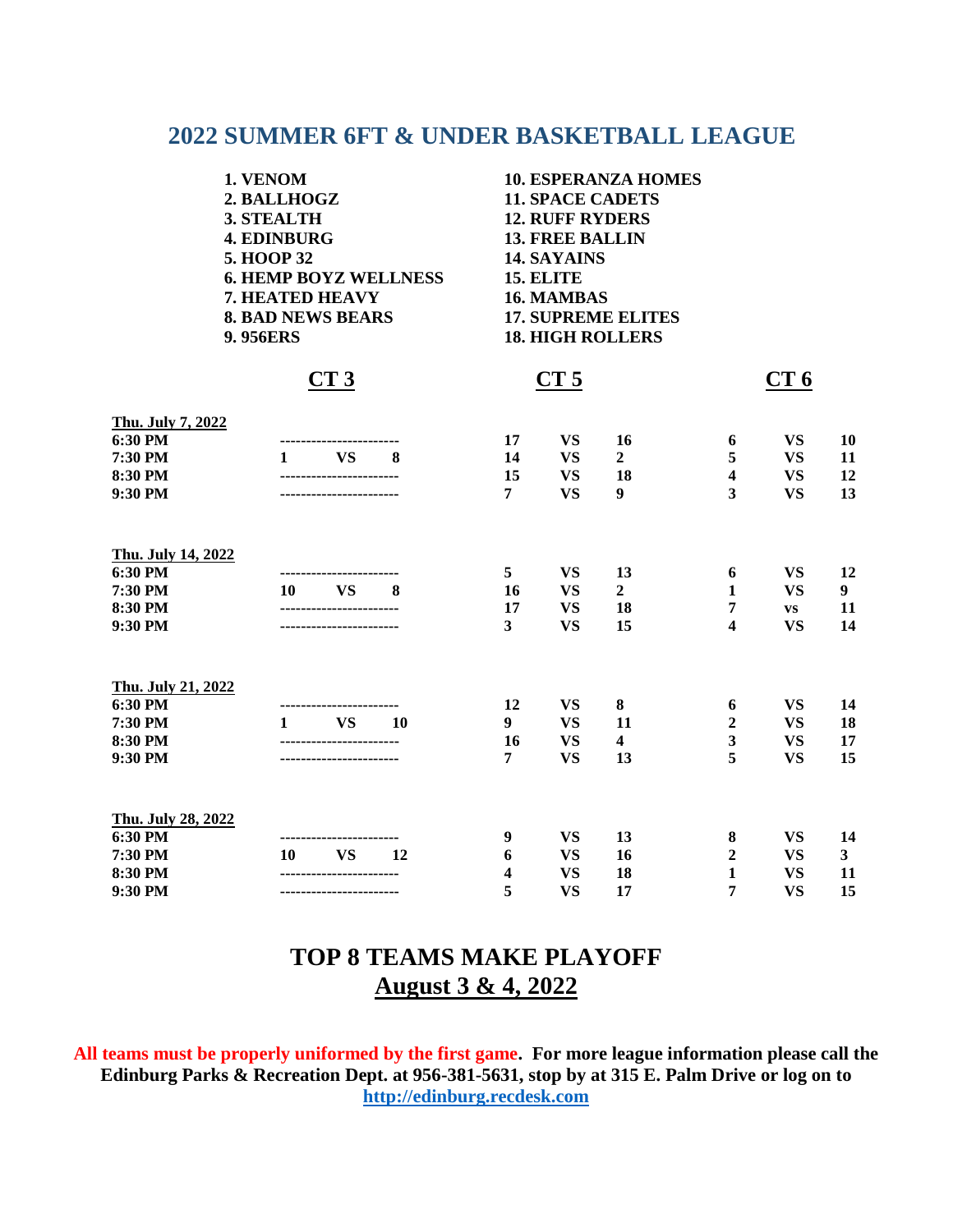# 2022 SUMMER 6FT & UNDER BASKETBALL LEAGUE

| | |
|---|---|
| **1. VENOM** | **10. ESPERANZA HOMES** |
| **2. BALLHOGZ** | **11. SPACE CADETS** |
| **3. STEALTH** | **12. RUFF RYDERS** |
| **4. EDINBURG** | **13. FREE BALLIN** |
| **5. HOOP 32** | **14. SAYAINS** |
| **6. HEMP BOYZ WELLNESS** | **15. ELITE** |
| **7. HEATED HEAVY** | **16. MAMBAS** |
| **8. BAD NEWS BEARS** | **17. SUPREME ELITES** |
| **9. 956ERS** | **18. HIGH ROLLERS** |

| | CT 3 | | | CT 5 | | | CT 6 | | |
|---|---|---|---|---|---|---|---|---|---|
| **Thu. July 7, 2022** | | | | | | | | | |
| **6:30 PM** | ----------------------- | | | 17 | VS | 16 | 6 | VS | 10 |
| **7:30 PM** | 1 | VS | 8 | 14 | VS | 2 | 5 | VS | 11 |
| **8:30 PM** | ----------------------- | | | 15 | VS | 18 | 4 | VS | 12 |
| **9:30 PM** | ----------------------- | | | 7 | VS | 9 | 3 | VS | 13 |
| **Thu. July 14, 2022** | | | | | | | | | |
| **6:30 PM** | ----------------------- | | | 5 | VS | 13 | 6 | VS | 12 |
| **7:30 PM** | 10 | VS | 8 | 16 | VS | 2 | 1 | VS | 9 |
| **8:30 PM** | ----------------------- | | | 17 | VS | 18 | 7 | vs | 11 |
| **9:30 PM** | ----------------------- | | | 3 | VS | 15 | 4 | VS | 14 |
| **Thu. July 21, 2022** | | | | | | | | | |
| **6:30 PM** | ----------------------- | | | 12 | VS | 8 | 6 | VS | 14 |
| **7:30 PM** | 1 | VS | 10 | 9 | VS | 11 | 2 | VS | 18 |
| **8:30 PM** | ----------------------- | | | 16 | VS | 4 | 3 | VS | 17 |
| **9:30 PM** | ----------------------- | | | 7 | VS | 13 | 5 | VS | 15 |
| **Thu. July 28, 2022** | | | | | | | | | |
| **6:30 PM** | ----------------------- | | | 9 | VS | 13 | 8 | VS | 14 |
| **7:30 PM** | 10 | VS | 12 | 6 | VS | 16 | 2 | VS | 3 |
| **8:30 PM** | ----------------------- | | | 4 | VS | 18 | 1 | VS | 11 |
| **9:30 PM** | ----------------------- | | | 5 | VS | 17 | 7 | VS | 15 |

## TOP 8 TEAMS MAKE PLAYOFF
## August 3 & 4, 2022

**All teams must be properly uniformed by the first game. For more league information please call the Edinburg Parks & Recreation Dept. at 956-381-5631, stop by at 315 E. Palm Drive or log on to http://edinburg.recdesk.com**